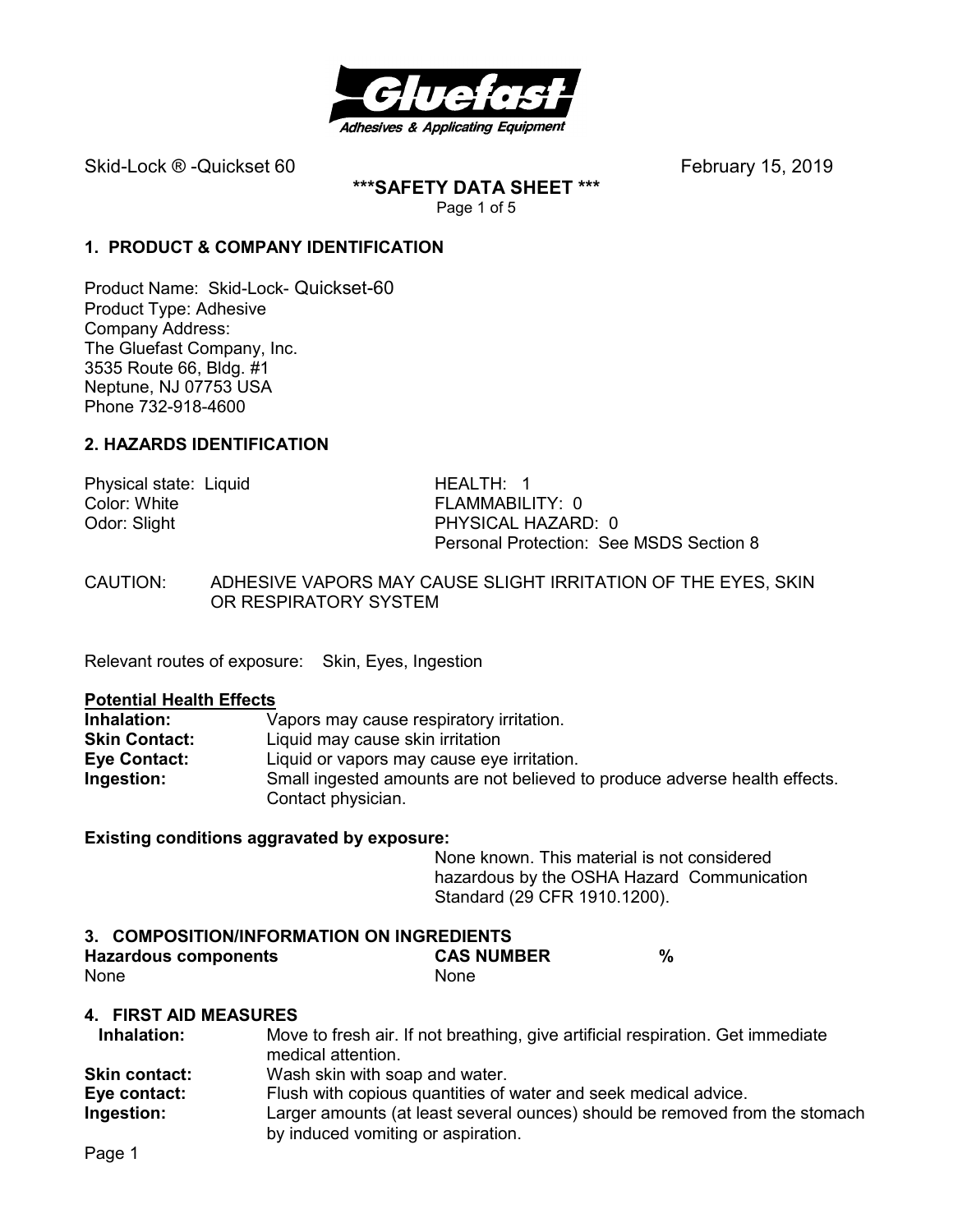Skid-Lock ® -Quickset 60 February 15, 2019

**\*\*\*SAFETY DATA SHEET \*\*\***

## 1. PRODUCT & COMPANY IDENTIFICATION

Product Name: Skid-Lock- Quickset-60
Product Type: Adhesive
Company Address:
The Gluefast Company, Inc.
3535 Route 66, Bldg. #1
Neptune, NJ 07753 USA
Phone 732-918-4600

## 2. HAZARDS IDENTIFICATION

Physical state: Liquid
Color: White
Odor: Slight

HEALTH: 1
FLAMMABILITY: 0
PHYSICAL HAZARD: 0
Personal Protection: See MSDS Section 8

CAUTION: ADHESIVE VAPORS MAY CAUSE SLIGHT IRRITATION OF THE EYES, SKIN OR RESPIRATORY SYSTEM

Relevant routes of exposure: Skin, Eyes, Ingestion

**Potential Health Effects**

**Inhalation:** Vapors may cause respiratory irritation.
**Skin Contact:** Liquid may cause skin irritation
**Eye Contact:** Liquid or vapors may cause eye irritation.
**Ingestion:** Small ingested amounts are not believed to produce adverse health effects. Contact physician.

**Existing conditions aggravated by exposure:**

None known. This material is not considered hazardous by the OSHA Hazard Communication Standard (29 CFR 1910.1200).

## 3. COMPOSITION/INFORMATION ON INGREDIENTS

| Hazardous components | CAS NUMBER | % |
|---|---|---|
| None | None | |

## 4. FIRST AID MEASURES

**Inhalation:** Move to fresh air. If not breathing, give artificial respiration. Get immediate medical attention.
**Skin contact:** Wash skin with soap and water.
**Eye contact:** Flush with copious quantities of water and seek medical advice.
**Ingestion:** Larger amounts (at least several ounces) should be removed from the stomach by induced vomiting or aspiration.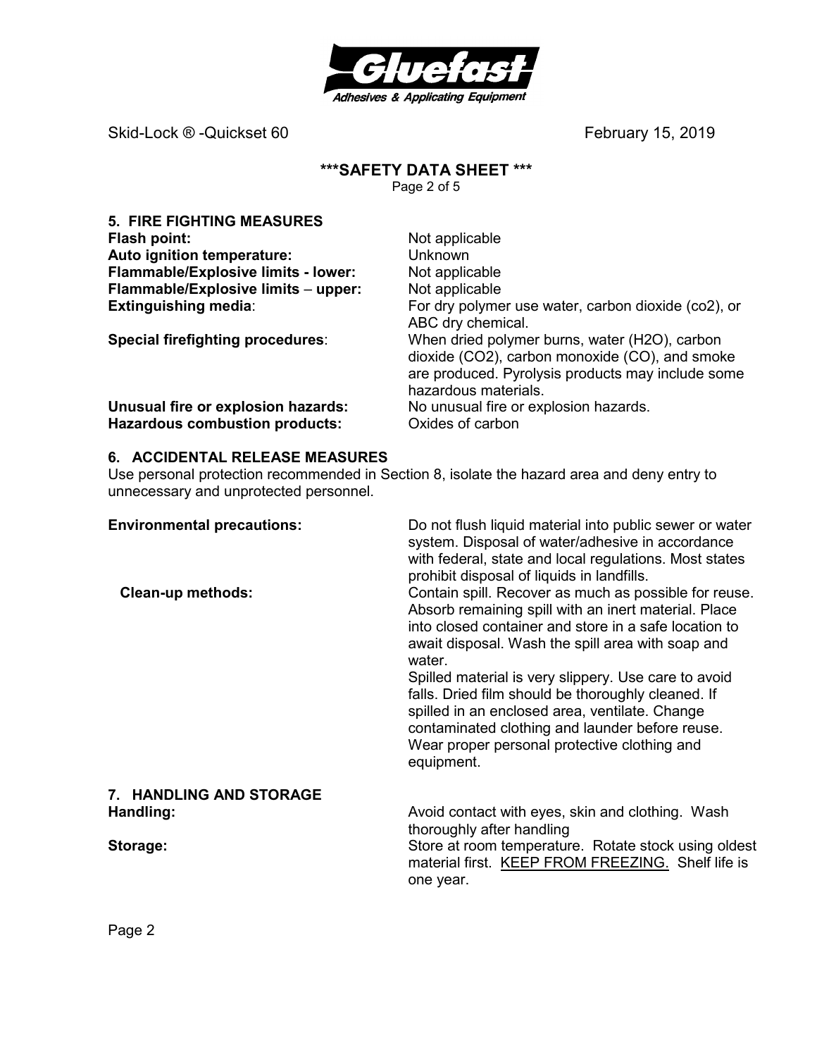## 5. FIRE FIGHTING MEASURES

**Flash point:** Not applicable

**Auto ignition temperature:** Unknown

**Flammable/Explosive limits - lower:** Not applicable

**Flammable/Explosive limits – upper:** Not applicable

**Extinguishing media**: For dry polymer use water, carbon dioxide (co2), or ABC dry chemical.

**Special firefighting procedures**: When dried polymer burns, water ($H_2O$), carbon dioxide ($CO_2$), carbon monoxide (CO), and smoke are produced. Pyrolysis products may include some hazardous materials.

**Unusual fire or explosion hazards:** No unusual fire or explosion hazards.

**Hazardous combustion products:** Oxides of carbon

## 6. ACCIDENTAL RELEASE MEASURES

Use personal protection recommended in Section 8, isolate the hazard area and deny entry to unnecessary and unprotected personnel.

**Environmental precautions:** Do not flush liquid material into public sewer or water system. Disposal of water/adhesive in accordance with federal, state and local regulations. Most states prohibit disposal of liquids in landfills.

**Clean-up methods:** Contain spill. Recover as much as possible for reuse. Absorb remaining spill with an inert material. Place into closed container and store in a safe location to await disposal. Wash the spill area with soap and water.

Spilled material is very slippery. Use care to avoid falls. Dried film should be thoroughly cleaned. If spilled in an enclosed area, ventilate. Change contaminated clothing and launder before reuse. Wear proper personal protective clothing and equipment.

## 7. HANDLING AND STORAGE

**Handling:** Avoid contact with eyes, skin and clothing. Wash thoroughly after handling

**Storage:** Store at room temperature. Rotate stock using oldest material first. KEEP FROM FREEZING. Shelf life is one year.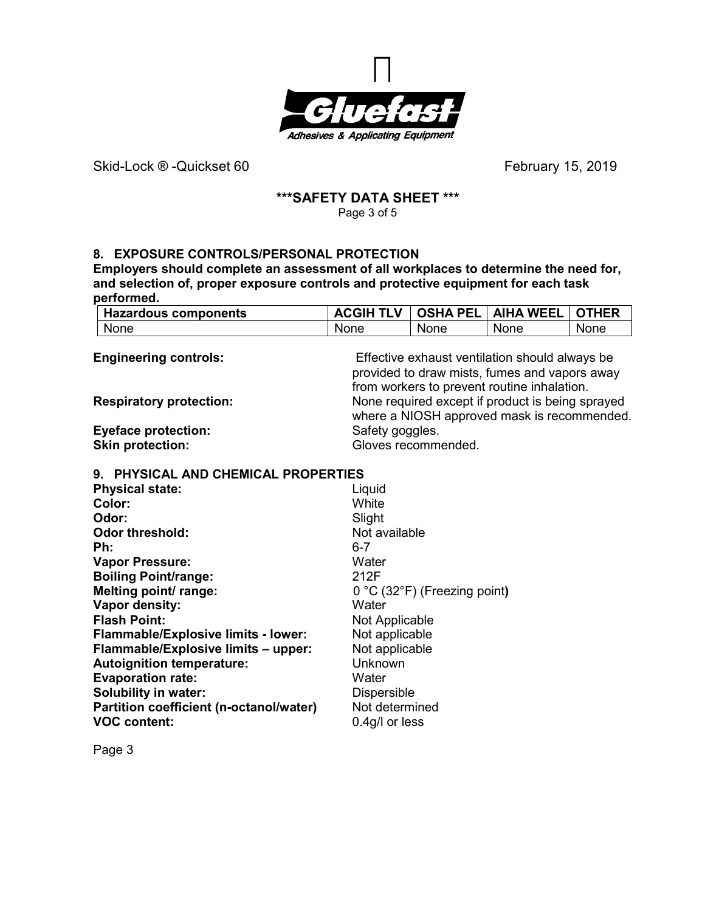Skid-Lock ® -Quickset 60 February 15, 2019

**\*\*\*SAFETY DATA SHEET \*\*\***

## 8. EXPOSURE CONTROLS/PERSONAL PROTECTION

**Employers should complete an assessment of all workplaces to determine the need for, and selection of, proper exposure controls and protective equipment for each task performed.**

| Hazardous components | ACGIH TLV | OSHA PEL | AIHA WEEL | OTHER |
|---|---|---|---|---|
| None | None | None | None | None |

**Engineering controls:** Effective exhaust ventilation should always be provided to draw mists, fumes and vapors away from workers to prevent routine inhalation.

**Respiratory protection:** None required except if product is being sprayed where a NIOSH approved mask is recommended.

**Eyeface protection:** Safety goggles.

**Skin protection:** Gloves recommended.

## 9. PHYSICAL AND CHEMICAL PROPERTIES

**Physical state:** Liquid
**Color:** White
**Odor:** Slight
**Odor threshold:** Not available
**Ph:** 6-7
**Vapor Pressure:** Water
**Boiling Point/range:** 212F
**Melting point/ range:** 0 °C (32°F) (Freezing point)
**Vapor density:** Water
**Flash Point:** Not Applicable
**Flammable/Explosive limits - lower:** Not applicable
**Flammable/Explosive limits – upper:** Not applicable
**Autoignition temperature:** Unknown
**Evaporation rate:** Water
**Solubility in water:** Dispersible
**Partition coefficient (n-octanol/water)** Not determined
**VOC content:** 0.4g/l or less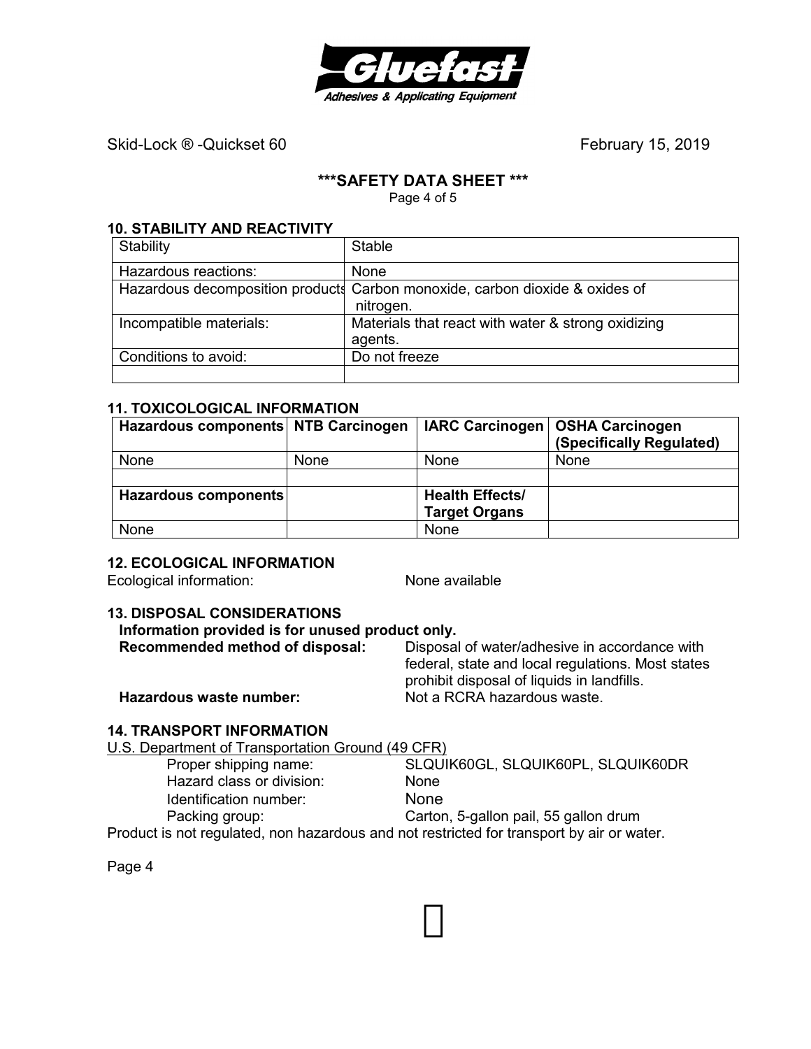## 10. STABILITY AND REACTIVITY

| Stability | Stable |
|---|---|
| Hazardous reactions: | None |
| Hazardous decomposition products | Carbon monoxide, carbon dioxide & oxides of nitrogen. |
| Incompatible materials: | Materials that react with water & strong oxidizing agents. |
| Conditions to avoid: | Do not freeze |
| | |

## 11. TOXICOLOGICAL INFORMATION

| Hazardous components | NTB Carcinogen | IARC Carcinogen | OSHA Carcinogen (Specifically Regulated) |
|---|---|---|---|
| None | None | None | None |
| | | | |
| **Hazardous components** | | **Health Effects/ Target Organs** | |
| None | | None | |

## 12. ECOLOGICAL INFORMATION

Ecological information: None available

## 13. DISPOSAL CONSIDERATIONS

**Information provided is for unused product only.**

**Recommended method of disposal:** Disposal of water/adhesive in accordance with federal, state and local regulations. Most states prohibit disposal of liquids in landfills.

**Hazardous waste number:** Not a RCRA hazardous waste.

## 14. TRANSPORT INFORMATION

U.S. Department of Transportation Ground (49 CFR)

Proper shipping name: SLQUIK60GL, SLQUIK60PL, SLQUIK60DR

Hazard class or division: None

Identification number: None

Packing group: Carton, 5-gallon pail, 55 gallon drum

Product is not regulated, non hazardous and not restricted for transport by air or water.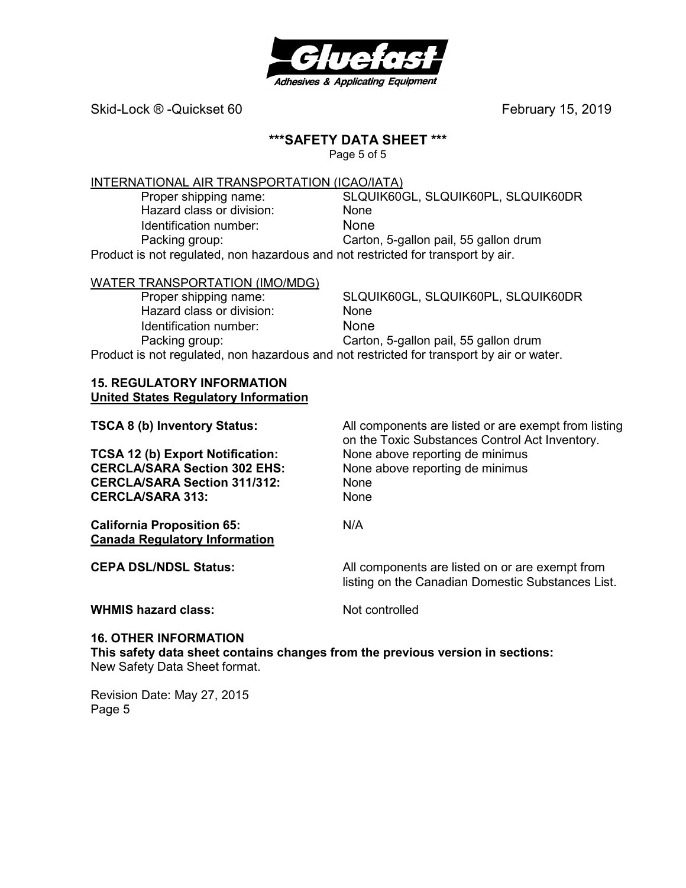INTERNATIONAL AIR TRANSPORTATION (ICAO/IATA)

| | |
|---|---|
| Proper shipping name: | SLQUIK60GL, SLQUIK60PL, SLQUIK60DR |
| Hazard class or division: | None |
| Identification number: | None |
| Packing group: | Carton, 5-gallon pail, 55 gallon drum |

Product is not regulated, non hazardous and not restricted for transport by air.

WATER TRANSPORTATION (IMO/MDG)

| | |
|---|---|
| Proper shipping name: | SLQUIK60GL, SLQUIK60PL, SLQUIK60DR |
| Hazard class or division: | None |
| Identification number: | None |
| Packing group: | Carton, 5-gallon pail, 55 gallon drum |

Product is not regulated, non hazardous and not restricted for transport by air or water.

## 15. REGULATORY INFORMATION

**United States Regulatory Information**

| | |
|---|---|
| **TSCA 8 (b) Inventory Status:** | All components are listed or are exempt from listing on the Toxic Substances Control Act Inventory. |
| **TCSA 12 (b) Export Notification:** | None above reporting de minimus |
| **CERCLA/SARA Section 302 EHS:** | None above reporting de minimus |
| **CERCLA/SARA Section 311/312:** | None |
| **CERCLA/SARA 313:** | None |
| **California Proposition 65:** | N/A |

**Canada Regulatory Information**

| | |
|---|---|
| **CEPA DSL/NDSL Status:** | All components are listed on or are exempt from listing on the Canadian Domestic Substances List. |
| **WHMIS hazard class:** | Not controlled |

## 16. OTHER INFORMATION

**This safety data sheet contains changes from the previous version in sections:**
New Safety Data Sheet format.

Revision Date: May 27, 2015